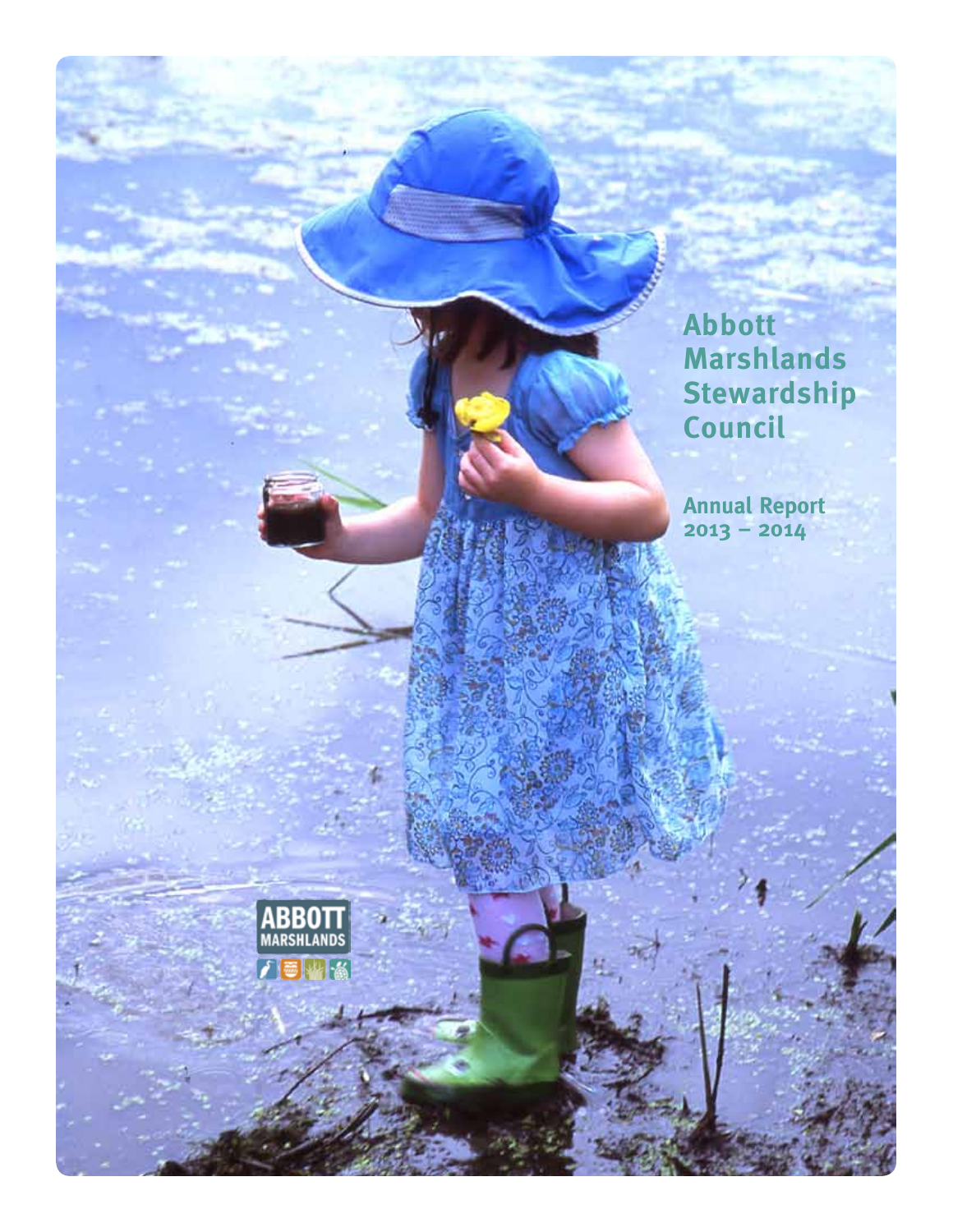# Abbott Marshlands Stewardship Council

## Annual Report 2013 – 2014

ABBOTT MARSHLANDS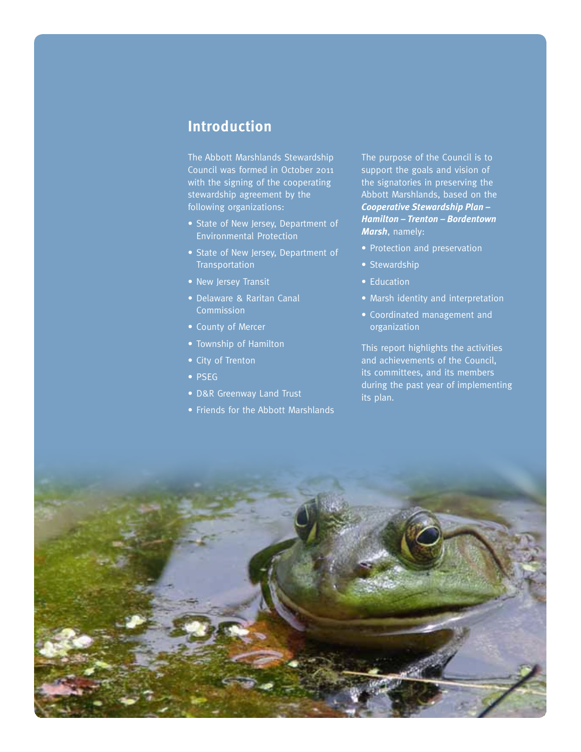## Introduction

The Abbott Marshlands Stewardship Council was formed in October 2011 with the signing of the cooperating stewardship agreement by the following organizations:

- State of New Jersey, Department of Environmental Protection
- State of New Jersey, Department of Transportation
- New Jersey Transit
- Delaware & Raritan Canal Commission
- County of Mercer
- Township of Hamilton
- City of Trenton
- PSEG
- D&R Greenway Land Trust
- Friends for the Abbott Marshlands

The purpose of the Council is to support the goals and vision of the signatories in preserving the Abbott Marshlands, based on the ***Cooperative Stewardship Plan – Hamilton – Trenton – Bordentown Marsh***, namely:

- Protection and preservation
- Stewardship
- Education
- Marsh identity and interpretation
- Coordinated management and organization

This report highlights the activities and achievements of the Council, its committees, and its members during the past year of implementing its plan.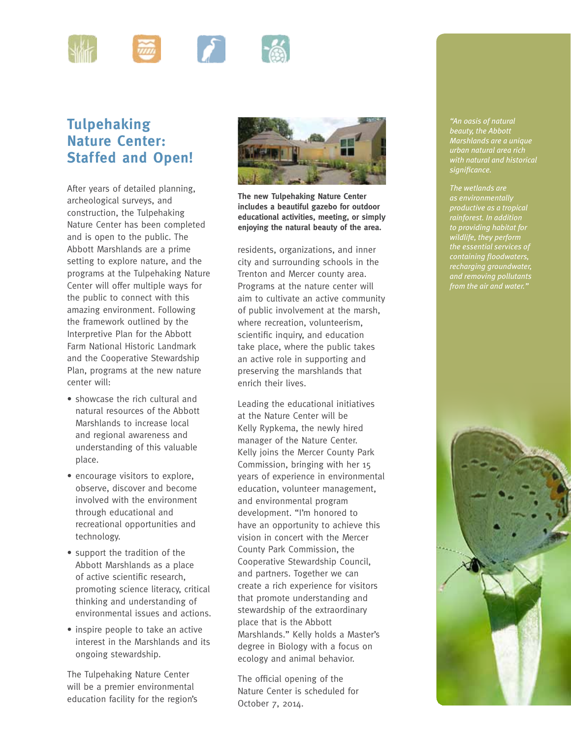# Tulpehaking Nature Center: Staffed and Open!

After years of detailed planning, archeological surveys, and construction, the Tulpehaking Nature Center has been completed and is open to the public. The Abbott Marshlands are a prime setting to explore nature, and the programs at the Tulpehaking Nature Center will offer multiple ways for the public to connect with this amazing environment. Following the framework outlined by the Interpretive Plan for the Abbott Farm National Historic Landmark and the Cooperative Stewardship Plan, programs at the new nature center will:

- showcase the rich cultural and natural resources of the Abbott Marshlands to increase local and regional awareness and understanding of this valuable place.
- encourage visitors to explore, observe, discover and become involved with the environment through educational and recreational opportunities and technology.
- support the tradition of the Abbott Marshlands as a place of active scientific research, promoting science literacy, critical thinking and understanding of environmental issues and actions.
- inspire people to take an active interest in the Marshlands and its ongoing stewardship.

The Tulpehaking Nature Center will be a premier environmental education facility for the region's residents, organizations, and inner city and surrounding schools in the Trenton and Mercer county area. Programs at the nature center will aim to cultivate an active community of public involvement at the marsh, where recreation, volunteerism, scientific inquiry, and education take place, where the public takes an active role in supporting and preserving the marshlands that enrich their lives.

**The new Tulpehaking Nature Center includes a beautiful gazebo for outdoor educational activities, meeting, or simply enjoying the natural beauty of the area.**

Leading the educational initiatives at the Nature Center will be Kelly Rypkema, the newly hired manager of the Nature Center. Kelly joins the Mercer County Park Commission, bringing with her 15 years of experience in environmental education, volunteer management, and environmental program development. "I'm honored to have an opportunity to achieve this vision in concert with the Mercer County Park Commission, the Cooperative Stewardship Council, and partners. Together we can create a rich experience for visitors that promote understanding and stewardship of the extraordinary place that is the Abbott Marshlands." Kelly holds a Master's degree in Biology with a focus on ecology and animal behavior.

The official opening of the Nature Center is scheduled for October 7, 2014.

*"An oasis of natural beauty, the Abbott Marshlands are a unique urban natural area rich with natural and historical significance.*

*The wetlands are as environmentally productive as a tropical rainforest. In addition to providing habitat for wildlife, they perform the essential services of containing floodwaters, recharging groundwater, and removing pollutants from the air and water."*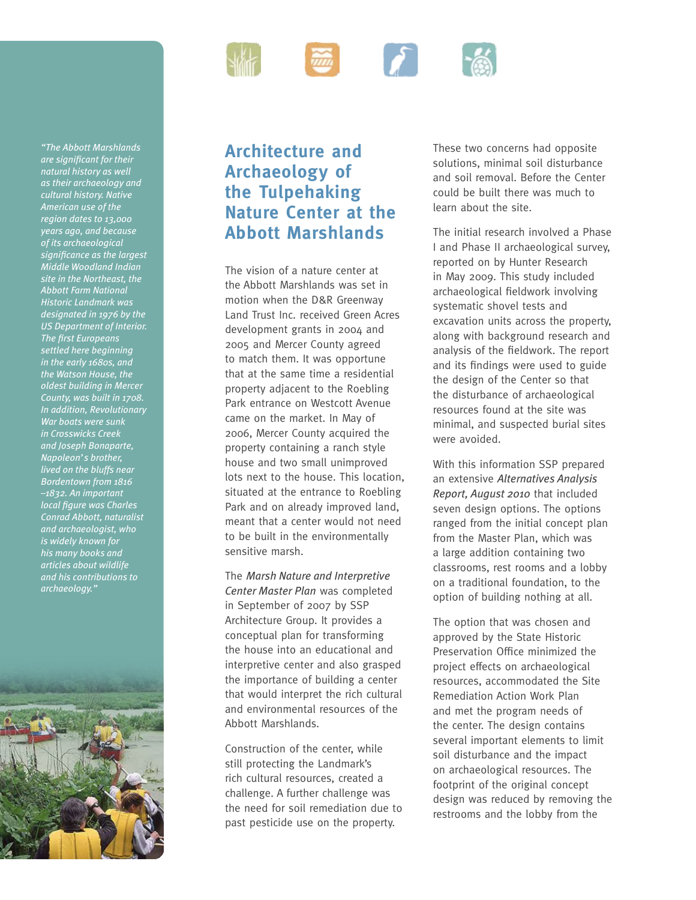*"The Abbott Marshlands are significant for their natural history as well as their archaeology and cultural history. Native American use of the region dates to 13,000 years ago, and because of its archaeological significance as the largest Middle Woodland Indian site in the Northeast, the Abbott Farm National Historic Landmark was designated in 1976 by the US Department of Interior. The first Europeans settled here beginning in the early 1680s, and the Watson House, the oldest building in Mercer County, was built in 1708. In addition, Revolutionary War boats were sunk in Crosswicks Creek and Joseph Bonaparte, Napoleon's brother, lived on the bluffs near Bordentown from 1816 –1832. An important local figure was Charles Conrad Abbott, naturalist and archaeologist, who is widely known for his many books and articles about wildlife and his contributions to archaeology."*

# Architecture and Archaeology of the Tulpehaking Nature Center at the Abbott Marshlands

The vision of a nature center at the Abbott Marshlands was set in motion when the D&R Greenway Land Trust Inc. received Green Acres development grants in 2004 and 2005 and Mercer County agreed to match them. It was opportune that at the same time a residential property adjacent to the Roebling Park entrance on Westcott Avenue came on the market. In May of 2006, Mercer County acquired the property containing a ranch style house and two small unimproved lots next to the house. This location, situated at the entrance to Roebling Park and on already improved land, meant that a center would not need to be built in the environmentally sensitive marsh.

The *Marsh Nature and Interpretive Center Master Plan* was completed in September of 2007 by SSP Architecture Group. It provides a conceptual plan for transforming the house into an educational and interpretive center and also grasped the importance of building a center that would interpret the rich cultural and environmental resources of the Abbott Marshlands.

Construction of the center, while still protecting the Landmark's rich cultural resources, created a challenge. A further challenge was the need for soil remediation due to past pesticide use on the property.

These two concerns had opposite solutions, minimal soil disturbance and soil removal. Before the Center could be built there was much to learn about the site.

The initial research involved a Phase I and Phase II archaeological survey, reported on by Hunter Research in May 2009. This study included archaeological fieldwork involving systematic shovel tests and excavation units across the property, along with background research and analysis of the fieldwork. The report and its findings were used to guide the design of the Center so that the disturbance of archaeological resources found at the site was minimal, and suspected burial sites were avoided.

With this information SSP prepared an extensive *Alternatives Analysis Report, August 2010* that included seven design options. The options ranged from the initial concept plan from the Master Plan, which was a large addition containing two classrooms, rest rooms and a lobby on a traditional foundation, to the option of building nothing at all.

The option that was chosen and approved by the State Historic Preservation Office minimized the project effects on archaeological resources, accommodated the Site Remediation Action Work Plan and met the program needs of the center. The design contains several important elements to limit soil disturbance and the impact on archaeological resources. The footprint of the original concept design was reduced by removing the restrooms and the lobby from the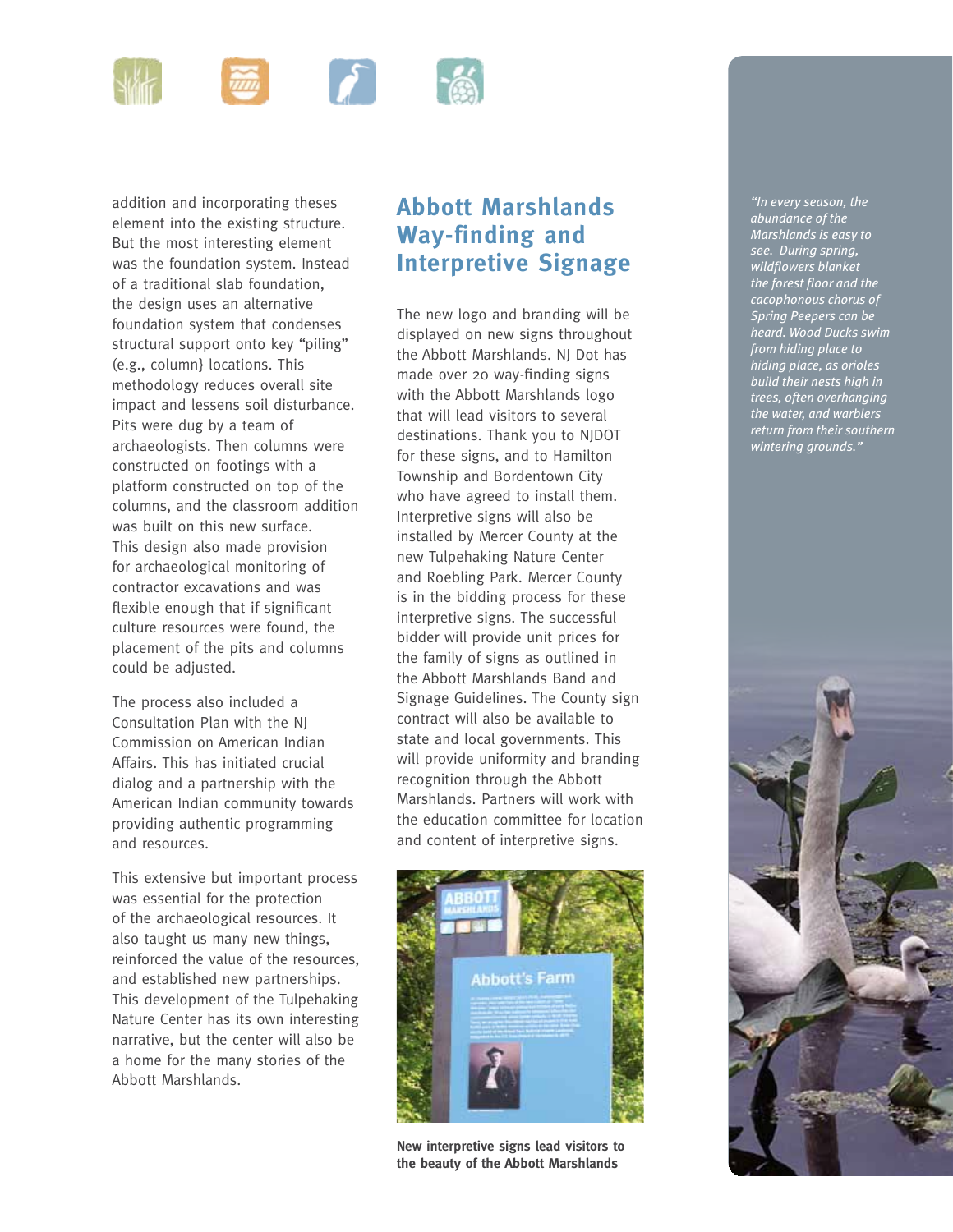addition and incorporating theses element into the existing structure. But the most interesting element was the foundation system. Instead of a traditional slab foundation, the design uses an alternative foundation system that condenses structural support onto key "piling" (e.g., column} locations. This methodology reduces overall site impact and lessens soil disturbance. Pits were dug by a team of archaeologists. Then columns were constructed on footings with a platform constructed on top of the columns, and the classroom addition was built on this new surface. This design also made provision for archaeological monitoring of contractor excavations and was flexible enough that if significant culture resources were found, the placement of the pits and columns could be adjusted.

The process also included a Consultation Plan with the NJ Commission on American Indian Affairs. This has initiated crucial dialog and a partnership with the American Indian community towards providing authentic programming and resources.

This extensive but important process was essential for the protection of the archaeological resources. It also taught us many new things, reinforced the value of the resources, and established new partnerships. This development of the Tulpehaking Nature Center has its own interesting narrative, but the center will also be a home for the many stories of the Abbott Marshlands.

## Abbott Marshlands Way-finding and Interpretive Signage

The new logo and branding will be displayed on new signs throughout the Abbott Marshlands. NJ Dot has made over 20 way-finding signs with the Abbott Marshlands logo that will lead visitors to several destinations. Thank you to NJDOT for these signs, and to Hamilton Township and Bordentown City who have agreed to install them. Interpretive signs will also be installed by Mercer County at the new Tulpehaking Nature Center and Roebling Park. Mercer County is in the bidding process for these interpretive signs. The successful bidder will provide unit prices for the family of signs as outlined in the Abbott Marshlands Band and Signage Guidelines. The County sign contract will also be available to state and local governments. This will provide uniformity and branding recognition through the Abbott Marshlands. Partners will work with the education committee for location and content of interpretive signs.

**New interpretive signs lead visitors to the beauty of the Abbott Marshlands**

*"In every season, the abundance of the Marshlands is easy to see. During spring, wildflowers blanket the forest floor and the cacophonous chorus of Spring Peepers can be heard. Wood Ducks swim from hiding place to hiding place, as orioles build their nests high in trees, often overhanging the water, and warblers return from their southern wintering grounds."*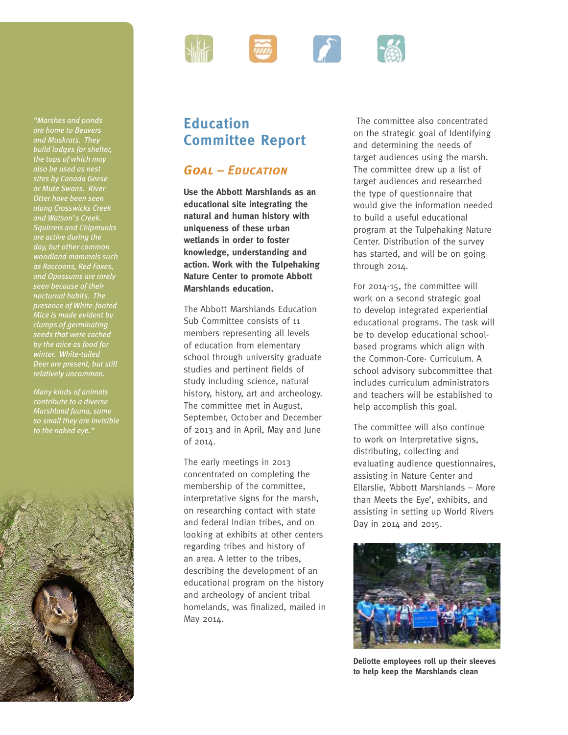*"Marshes and ponds are home to Beavers and Muskrats. They build lodges for shelter, the tops of which may also be used as nest sites by Canada Geese or Mute Swans. River Otter have been seen along Crosswicks Creek and Watson's Creek. Squirrels and Chipmunks are active during the day, but other common woodland mammals such as Raccoons, Red Foxes, and Opossums are rarely seen because of their nocturnal habits. The presence of White-footed Mice is made evident by clumps of germinating seeds that were cached by the mice as food for winter. White-tailed Deer are present, but still relatively uncommon.*

*Many kinds of animals contribute to a diverse Marshland fauna, some so small they are invisible to the naked eye."*

# Education Committee Report

## *Goal – Education*

**Use the Abbott Marshlands as an educational site integrating the natural and human history with uniqueness of these urban wetlands in order to foster knowledge, understanding and action. Work with the Tulpehaking Nature Center to promote Abbott Marshlands education.**

The Abbott Marshlands Education Sub Committee consists of 11 members representing all levels of education from elementary school through university graduate studies and pertinent fields of study including science, natural history, history, art and archeology. The committee met in August, September, October and December of 2013 and in April, May and June of 2014.

The early meetings in 2013 concentrated on completing the membership of the committee, interpretative signs for the marsh, on researching contact with state and federal Indian tribes, and on looking at exhibits at other centers regarding tribes and history of an area. A letter to the tribes, describing the development of an educational program on the history and archeology of ancient tribal homelands, was finalized, mailed in May 2014.

The committee also concentrated on the strategic goal of Identifying and determining the needs of target audiences using the marsh. The committee drew up a list of target audiences and researched the type of questionnaire that would give the information needed to build a useful educational program at the Tulpehaking Nature Center. Distribution of the survey has started, and will be on going through 2014.

For 2014-15, the committee will work on a second strategic goal to develop integrated experiential educational programs. The task will be to develop educational school-based programs which align with the Common-Core- Curriculum. A school advisory subcommittee that includes curriculum administrators and teachers will be established to help accomplish this goal.

The committee will also continue to work on Interpretative signs, distributing, collecting and evaluating audience questionnaires, assisting in Nature Center and Ellarslie, 'Abbott Marshlands – More than Meets the Eye', exhibits, and assisting in setting up World Rivers Day in 2014 and 2015.

**Deliotte employees roll up their sleeves to help keep the Marshlands clean**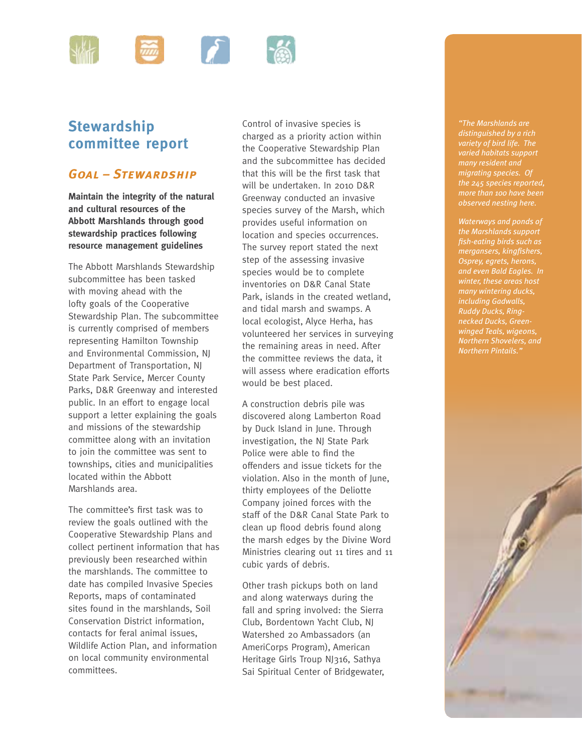## Stewardship committee report

### *Goal – Stewardship*

**Maintain the integrity of the natural and cultural resources of the Abbott Marshlands through good stewardship practices following resource management guidelines**

The Abbott Marshlands Stewardship subcommittee has been tasked with moving ahead with the lofty goals of the Cooperative Stewardship Plan. The subcommittee is currently comprised of members representing Hamilton Township and Environmental Commission, NJ Department of Transportation, NJ State Park Service, Mercer County Parks, D&R Greenway and interested public. In an effort to engage local support a letter explaining the goals and missions of the stewardship committee along with an invitation to join the committee was sent to townships, cities and municipalities located within the Abbott Marshlands area.

The committee's first task was to review the goals outlined with the Cooperative Stewardship Plans and collect pertinent information that has previously been researched within the marshlands. The committee to date has compiled Invasive Species Reports, maps of contaminated sites found in the marshlands, Soil Conservation District information, contacts for feral animal issues, Wildlife Action Plan, and information on local community environmental committees.

Control of invasive species is charged as a priority action within the Cooperative Stewardship Plan and the subcommittee has decided that this will be the first task that will be undertaken. In 2010 D&R Greenway conducted an invasive species survey of the Marsh, which provides useful information on location and species occurrences. The survey report stated the next step of the assessing invasive species would be to complete inventories on D&R Canal State Park, islands in the created wetland, and tidal marsh and swamps. A local ecologist, Alyce Herha, has volunteered her services in surveying the remaining areas in need. After the committee reviews the data, it will assess where eradication efforts would be best placed.

A construction debris pile was discovered along Lamberton Road by Duck Island in June. Through investigation, the NJ State Park Police were able to find the offenders and issue tickets for the violation. Also in the month of June, thirty employees of the Deliotte Company joined forces with the staff of the D&R Canal State Park to clean up flood debris found along the marsh edges by the Divine Word Ministries clearing out 11 tires and 11 cubic yards of debris.

Other trash pickups both on land and along waterways during the fall and spring involved: the Sierra Club, Bordentown Yacht Club, NJ Watershed 20 Ambassadors (an AmeriCorps Program), American Heritage Girls Troup NJ316, Sathya Sai Spiritual Center of Bridgewater,

*"The Marshlands are distinguished by a rich variety of bird life. The varied habitats support many resident and migrating species. Of the 245 species reported, more than 100 have been observed nesting here.*

*Waterways and ponds of the Marshlands support fish-eating birds such as mergansers, kingfishers, Osprey, egrets, herons, and even Bald Eagles. In winter, these areas host many wintering ducks, including Gadwalls, Ruddy Ducks, Ring-necked Ducks, Green-winged Teals, wigeons, Northern Shovelers, and Northern Pintails."*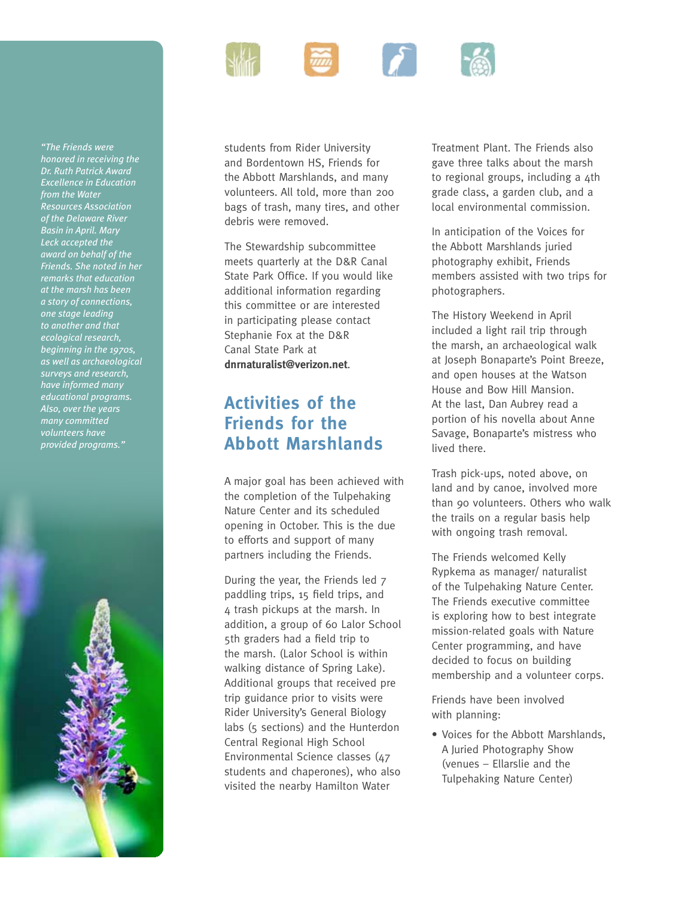*"The Friends were honored in receiving the Dr. Ruth Patrick Award Excellence in Education from the Water Resources Association of the Delaware River Basin in April. Mary Leck accepted the award on behalf of the Friends. She noted in her remarks that education at the marsh has been a story of connections, one stage leading to another and that ecological research, beginning in the 1970s, as well as archaeological surveys and research, have informed many educational programs. Also, over the years many committed volunteers have provided programs."*

students from Rider University and Bordentown HS, Friends for the Abbott Marshlands, and many volunteers. All told, more than 200 bags of trash, many tires, and other debris were removed.

The Stewardship subcommittee meets quarterly at the D&R Canal State Park Office. If you would like additional information regarding this committee or are interested in participating please contact Stephanie Fox at the D&R Canal State Park at **dnrnaturalist@verizon.net**.

## Activities of the Friends for the Abbott Marshlands

A major goal has been achieved with the completion of the Tulpehaking Nature Center and its scheduled opening in October. This is the due to efforts and support of many partners including the Friends.

During the year, the Friends led 7 paddling trips, 15 field trips, and 4 trash pickups at the marsh. In addition, a group of 60 Lalor School 5th graders had a field trip to the marsh. (Lalor School is within walking distance of Spring Lake). Additional groups that received pre trip guidance prior to visits were Rider University's General Biology labs (5 sections) and the Hunterdon Central Regional High School Environmental Science classes (47 students and chaperones), who also visited the nearby Hamilton Water Treatment Plant. The Friends also gave three talks about the marsh to regional groups, including a 4th grade class, a garden club, and a local environmental commission.

In anticipation of the Voices for the Abbott Marshlands juried photography exhibit, Friends members assisted with two trips for photographers.

The History Weekend in April included a light rail trip through the marsh, an archaeological walk at Joseph Bonaparte's Point Breeze, and open houses at the Watson House and Bow Hill Mansion. At the last, Dan Aubrey read a portion of his novella about Anne Savage, Bonaparte's mistress who lived there.

Trash pick-ups, noted above, on land and by canoe, involved more than 90 volunteers. Others who walk the trails on a regular basis help with ongoing trash removal.

The Friends welcomed Kelly Rypkema as manager/ naturalist of the Tulpehaking Nature Center. The Friends executive committee is exploring how to best integrate mission-related goals with Nature Center programming, and have decided to focus on building membership and a volunteer corps.

Friends have been involved with planning:

- Voices for the Abbott Marshlands, A Juried Photography Show (venues – Ellarslie and the Tulpehaking Nature Center)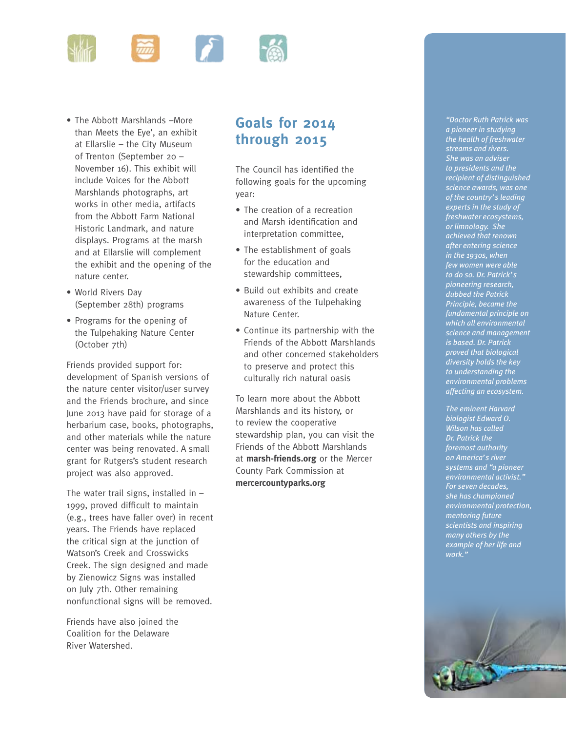- The Abbott Marshlands –More than Meets the Eye', an exhibit at Ellarslie – the City Museum of Trenton (September 20 – November 16). This exhibit will include Voices for the Abbott Marshlands photographs, art works in other media, artifacts from the Abbott Farm National Historic Landmark, and nature displays. Programs at the marsh and at Ellarslie will complement the exhibit and the opening of the nature center.
- World Rivers Day (September 28th) programs
- Programs for the opening of the Tulpehaking Nature Center (October 7th)

Friends provided support for: development of Spanish versions of the nature center visitor/user survey and the Friends brochure, and since June 2013 have paid for storage of a herbarium case, books, photographs, and other materials while the nature center was being renovated. A small grant for Rutgers's student research project was also approved.

The water trail signs, installed in – 1999, proved difficult to maintain (e.g., trees have faller over) in recent years. The Friends have replaced the critical sign at the junction of Watson's Creek and Crosswicks Creek. The sign designed and made by Zienowicz Signs was installed on July 7th. Other remaining nonfunctional signs will be removed.

Friends have also joined the Coalition for the Delaware River Watershed.

## Goals for 2014 through 2015

The Council has identified the following goals for the upcoming year:

- The creation of a recreation and Marsh identification and interpretation committee,
- The establishment of goals for the education and stewardship committees,
- Build out exhibits and create awareness of the Tulpehaking Nature Center.
- Continue its partnership with the Friends of the Abbott Marshlands and other concerned stakeholders to preserve and protect this culturally rich natural oasis

To learn more about the Abbott Marshlands and its history, or to review the cooperative stewardship plan, you can visit the Friends of the Abbott Marshlands at **marsh-friends.org** or the Mercer County Park Commission at **mercercountyparks.org**

*"Doctor Ruth Patrick was a pioneer in studying the health of freshwater streams and rivers. She was an adviser to presidents and the recipient of distinguished science awards, was one of the country's leading experts in the study of freshwater ecosystems, or limnology. She achieved that renown after entering science in the 1930s, when few women were able to do so. Dr. Patrick's pioneering research, dubbed the Patrick Principle, became the fundamental principle on which all environmental science and management is based. Dr. Patrick proved that biological diversity holds the key to understanding the environmental problems affecting an ecosystem.*

*The eminent Harvard biologist Edward O. Wilson has called Dr. Patrick the foremost authority on America's river systems and "a pioneer environmental activist." For seven decades, she has championed environmental protection, mentoring future scientists and inspiring many others by the example of her life and work."*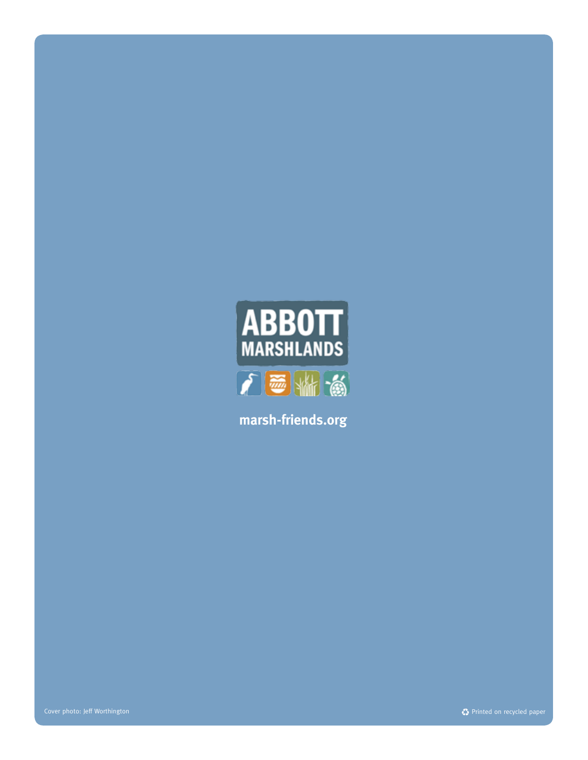ABBOTT MARSHLANDS

marsh-friends.org

Cover photo: Jeff Worthington

Printed on recycled paper